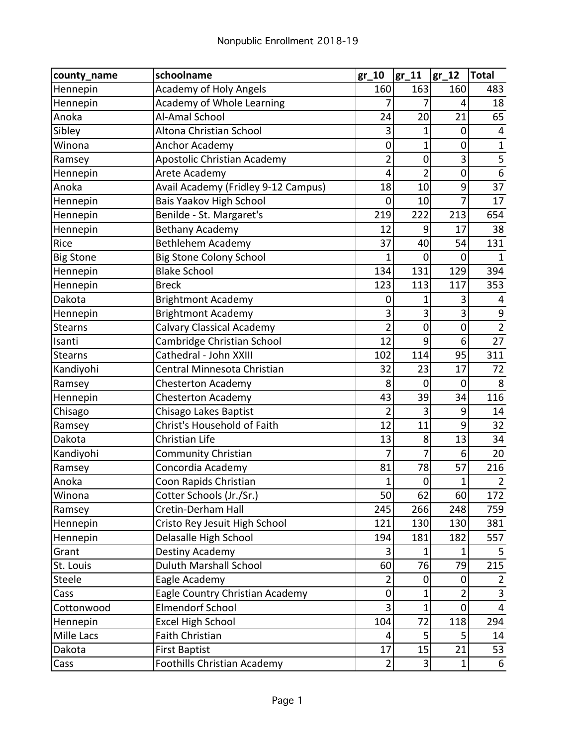# Nonpublic Enrollment 2018-19

| county_name | schoolname | gr_10 | gr_11 | gr_12 | Total |
|---|---|---|---|---|---|
| Hennepin | Academy of Holy Angels | 160 | 163 | 160 | 483 |
| Hennepin | Academy of Whole Learning | 7 | 7 | 4 | 18 |
| Anoka | Al-Amal School | 24 | 20 | 21 | 65 |
| Sibley | Altona Christian School | 3 | 1 | 0 | 4 |
| Winona | Anchor Academy | 0 | 1 | 0 | 1 |
| Ramsey | Apostolic Christian Academy | 2 | 0 | 3 | 5 |
| Hennepin | Arete Academy | 4 | 2 | 0 | 6 |
| Anoka | Avail Academy (Fridley 9-12 Campus) | 18 | 10 | 9 | 37 |
| Hennepin | Bais Yaakov High School | 0 | 10 | 7 | 17 |
| Hennepin | Benilde - St. Margaret's | 219 | 222 | 213 | 654 |
| Hennepin | Bethany Academy | 12 | 9 | 17 | 38 |
| Rice | Bethlehem Academy | 37 | 40 | 54 | 131 |
| Big Stone | Big Stone Colony School | 1 | 0 | 0 | 1 |
| Hennepin | Blake School | 134 | 131 | 129 | 394 |
| Hennepin | Breck | 123 | 113 | 117 | 353 |
| Dakota | Brightmont Academy | 0 | 1 | 3 | 4 |
| Hennepin | Brightmont Academy | 3 | 3 | 3 | 9 |
| Stearns | Calvary Classical Academy | 2 | 0 | 0 | 2 |
| Isanti | Cambridge Christian School | 12 | 9 | 6 | 27 |
| Stearns | Cathedral - John XXIII | 102 | 114 | 95 | 311 |
| Kandiyohi | Central Minnesota Christian | 32 | 23 | 17 | 72 |
| Ramsey | Chesterton Academy | 8 | 0 | 0 | 8 |
| Hennepin | Chesterton Academy | 43 | 39 | 34 | 116 |
| Chisago | Chisago Lakes Baptist | 2 | 3 | 9 | 14 |
| Ramsey | Christ's Household of Faith | 12 | 11 | 9 | 32 |
| Dakota | Christian Life | 13 | 8 | 13 | 34 |
| Kandiyohi | Community Christian | 7 | 7 | 6 | 20 |
| Ramsey | Concordia Academy | 81 | 78 | 57 | 216 |
| Anoka | Coon Rapids Christian | 1 | 0 | 1 | 2 |
| Winona | Cotter Schools (Jr./Sr.) | 50 | 62 | 60 | 172 |
| Ramsey | Cretin-Derham Hall | 245 | 266 | 248 | 759 |
| Hennepin | Cristo Rey Jesuit High School | 121 | 130 | 130 | 381 |
| Hennepin | Delasalle High School | 194 | 181 | 182 | 557 |
| Grant | Destiny Academy | 3 | 1 | 1 | 5 |
| St. Louis | Duluth Marshall School | 60 | 76 | 79 | 215 |
| Steele | Eagle Academy | 2 | 0 | 0 | 2 |
| Cass | Eagle Country Christian Academy | 0 | 1 | 2 | 3 |
| Cottonwood | Elmendorf School | 3 | 1 | 0 | 4 |
| Hennepin | Excel High School | 104 | 72 | 118 | 294 |
| Mille Lacs | Faith Christian | 4 | 5 | 5 | 14 |
| Dakota | First Baptist | 17 | 15 | 21 | 53 |
| Cass | Foothills Christian Academy | 2 | 3 | 1 | 6 |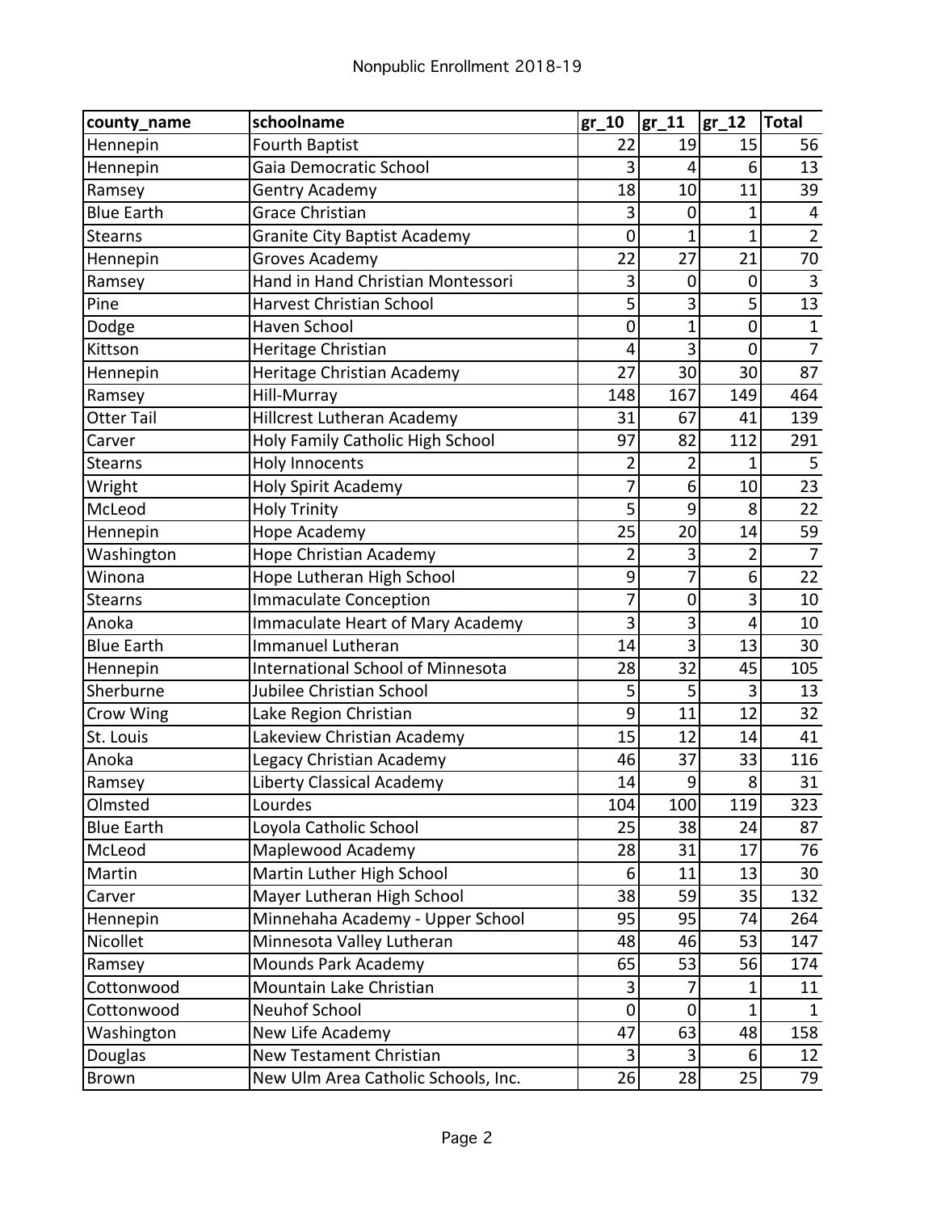# Nonpublic Enrollment 2018-19

| county_name | schoolname | gr_10 | gr_11 | gr_12 | Total |
|---|---|---|---|---|---|
| Hennepin | Fourth Baptist | 22 | 19 | 15 | 56 |
| Hennepin | Gaia Democratic School | 3 | 4 | 6 | 13 |
| Ramsey | Gentry Academy | 18 | 10 | 11 | 39 |
| Blue Earth | Grace Christian | 3 | 0 | 1 | 4 |
| Stearns | Granite City Baptist Academy | 0 | 1 | 1 | 2 |
| Hennepin | Groves Academy | 22 | 27 | 21 | 70 |
| Ramsey | Hand in Hand Christian Montessori | 3 | 0 | 0 | 3 |
| Pine | Harvest Christian School | 5 | 3 | 5 | 13 |
| Dodge | Haven School | 0 | 1 | 0 | 1 |
| Kittson | Heritage Christian | 4 | 3 | 0 | 7 |
| Hennepin | Heritage Christian Academy | 27 | 30 | 30 | 87 |
| Ramsey | Hill-Murray | 148 | 167 | 149 | 464 |
| Otter Tail | Hillcrest Lutheran Academy | 31 | 67 | 41 | 139 |
| Carver | Holy Family Catholic High School | 97 | 82 | 112 | 291 |
| Stearns | Holy Innocents | 2 | 2 | 1 | 5 |
| Wright | Holy Spirit Academy | 7 | 6 | 10 | 23 |
| McLeod | Holy Trinity | 5 | 9 | 8 | 22 |
| Hennepin | Hope Academy | 25 | 20 | 14 | 59 |
| Washington | Hope Christian Academy | 2 | 3 | 2 | 7 |
| Winona | Hope Lutheran High School | 9 | 7 | 6 | 22 |
| Stearns | Immaculate Conception | 7 | 0 | 3 | 10 |
| Anoka | Immaculate Heart of Mary Academy | 3 | 3 | 4 | 10 |
| Blue Earth | Immanuel Lutheran | 14 | 3 | 13 | 30 |
| Hennepin | International School of Minnesota | 28 | 32 | 45 | 105 |
| Sherburne | Jubilee Christian School | 5 | 5 | 3 | 13 |
| Crow Wing | Lake Region Christian | 9 | 11 | 12 | 32 |
| St. Louis | Lakeview Christian Academy | 15 | 12 | 14 | 41 |
| Anoka | Legacy Christian Academy | 46 | 37 | 33 | 116 |
| Ramsey | Liberty Classical Academy | 14 | 9 | 8 | 31 |
| Olmsted | Lourdes | 104 | 100 | 119 | 323 |
| Blue Earth | Loyola Catholic School | 25 | 38 | 24 | 87 |
| McLeod | Maplewood Academy | 28 | 31 | 17 | 76 |
| Martin | Martin Luther High School | 6 | 11 | 13 | 30 |
| Carver | Mayer Lutheran High School | 38 | 59 | 35 | 132 |
| Hennepin | Minnehaha Academy - Upper School | 95 | 95 | 74 | 264 |
| Nicollet | Minnesota Valley Lutheran | 48 | 46 | 53 | 147 |
| Ramsey | Mounds Park Academy | 65 | 53 | 56 | 174 |
| Cottonwood | Mountain Lake Christian | 3 | 7 | 1 | 11 |
| Cottonwood | Neuhof School | 0 | 0 | 1 | 1 |
| Washington | New Life Academy | 47 | 63 | 48 | 158 |
| Douglas | New Testament Christian | 3 | 3 | 6 | 12 |
| Brown | New Ulm Area Catholic Schools, Inc. | 26 | 28 | 25 | 79 |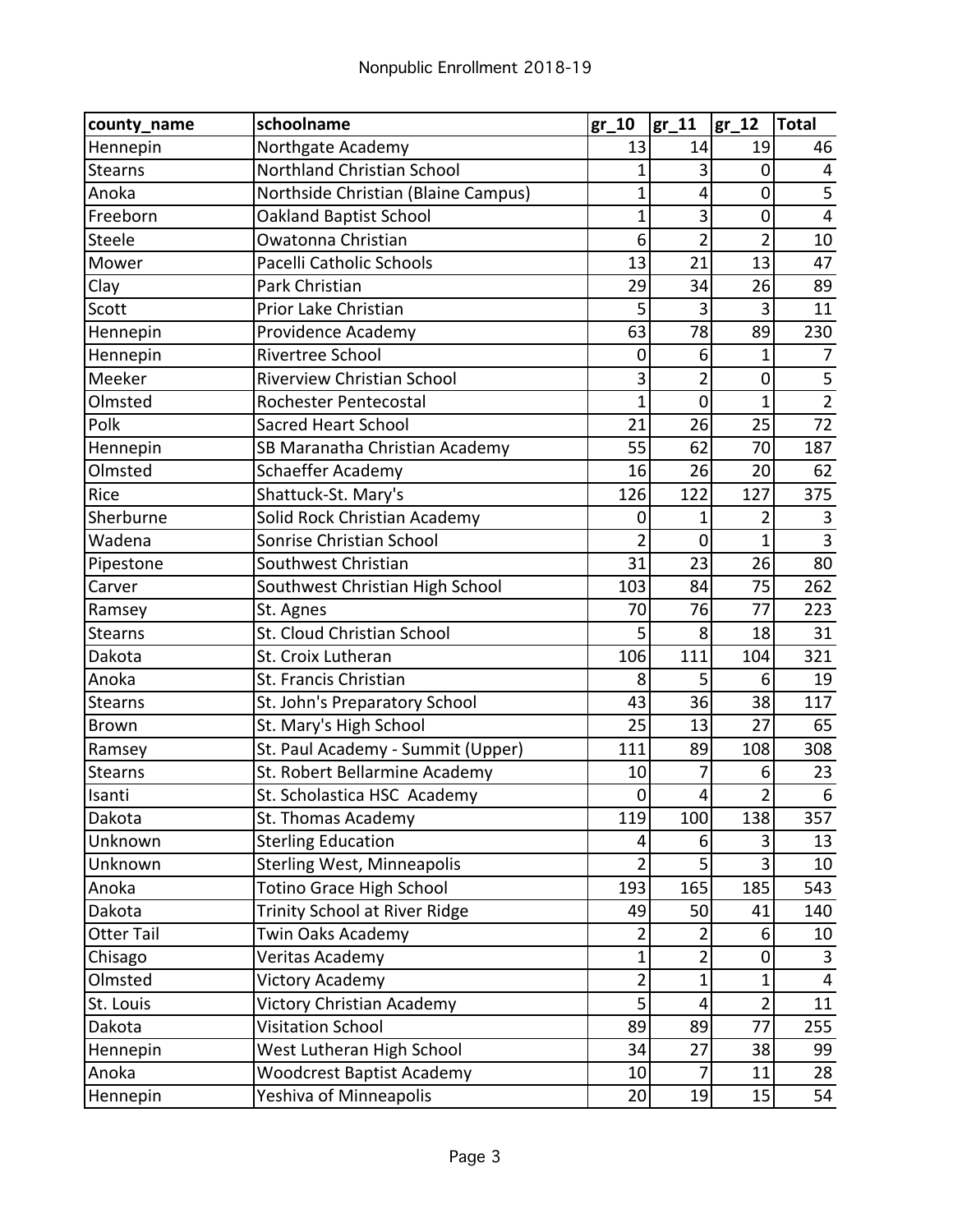# Nonpublic Enrollment 2018-19

| county_name | schoolname | gr_10 | gr_11 | gr_12 | Total |
|---|---|---|---|---|---|
| Hennepin | Northgate Academy | 13 | 14 | 19 | 46 |
| Stearns | Northland Christian School | 1 | 3 | 0 | 4 |
| Anoka | Northside Christian (Blaine Campus) | 1 | 4 | 0 | 5 |
| Freeborn | Oakland Baptist School | 1 | 3 | 0 | 4 |
| Steele | Owatonna Christian | 6 | 2 | 2 | 10 |
| Mower | Pacelli Catholic Schools | 13 | 21 | 13 | 47 |
| Clay | Park Christian | 29 | 34 | 26 | 89 |
| Scott | Prior Lake Christian | 5 | 3 | 3 | 11 |
| Hennepin | Providence Academy | 63 | 78 | 89 | 230 |
| Hennepin | Rivertree School | 0 | 6 | 1 | 7 |
| Meeker | Riverview Christian School | 3 | 2 | 0 | 5 |
| Olmsted | Rochester Pentecostal | 1 | 0 | 1 | 2 |
| Polk | Sacred Heart School | 21 | 26 | 25 | 72 |
| Hennepin | SB Maranatha Christian Academy | 55 | 62 | 70 | 187 |
| Olmsted | Schaeffer Academy | 16 | 26 | 20 | 62 |
| Rice | Shattuck-St. Mary's | 126 | 122 | 127 | 375 |
| Sherburne | Solid Rock Christian Academy | 0 | 1 | 2 | 3 |
| Wadena | Sonrise Christian School | 2 | 0 | 1 | 3 |
| Pipestone | Southwest Christian | 31 | 23 | 26 | 80 |
| Carver | Southwest Christian High School | 103 | 84 | 75 | 262 |
| Ramsey | St. Agnes | 70 | 76 | 77 | 223 |
| Stearns | St. Cloud Christian School | 5 | 8 | 18 | 31 |
| Dakota | St. Croix Lutheran | 106 | 111 | 104 | 321 |
| Anoka | St. Francis Christian | 8 | 5 | 6 | 19 |
| Stearns | St. John's Preparatory School | 43 | 36 | 38 | 117 |
| Brown | St. Mary's High School | 25 | 13 | 27 | 65 |
| Ramsey | St. Paul Academy - Summit (Upper) | 111 | 89 | 108 | 308 |
| Stearns | St. Robert Bellarmine Academy | 10 | 7 | 6 | 23 |
| Isanti | St. Scholastica HSC Academy | 0 | 4 | 2 | 6 |
| Dakota | St. Thomas Academy | 119 | 100 | 138 | 357 |
| Unknown | Sterling Education | 4 | 6 | 3 | 13 |
| Unknown | Sterling West, Minneapolis | 2 | 5 | 3 | 10 |
| Anoka | Totino Grace High School | 193 | 165 | 185 | 543 |
| Dakota | Trinity School at River Ridge | 49 | 50 | 41 | 140 |
| Otter Tail | Twin Oaks Academy | 2 | 2 | 6 | 10 |
| Chisago | Veritas Academy | 1 | 2 | 0 | 3 |
| Olmsted | Victory Academy | 2 | 1 | 1 | 4 |
| St. Louis | Victory Christian Academy | 5 | 4 | 2 | 11 |
| Dakota | Visitation School | 89 | 89 | 77 | 255 |
| Hennepin | West Lutheran High School | 34 | 27 | 38 | 99 |
| Anoka | Woodcrest Baptist Academy | 10 | 7 | 11 | 28 |
| Hennepin | Yeshiva of Minneapolis | 20 | 19 | 15 | 54 |